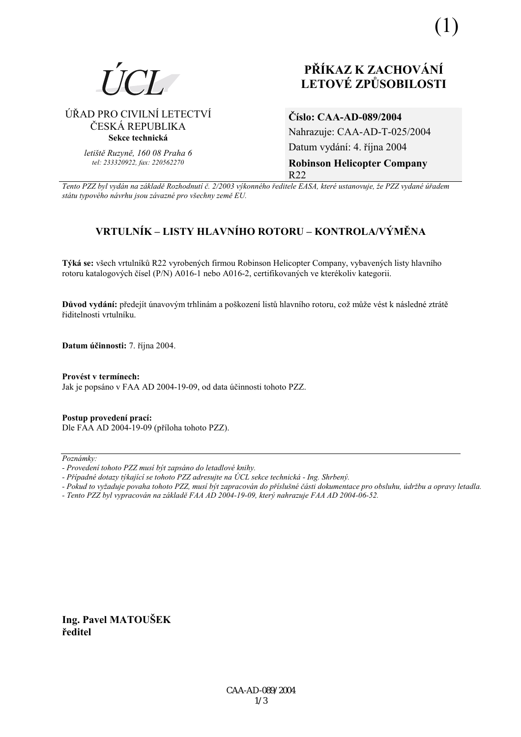(1)

ÚCL

ÚŘAD PRO CIVILNÍ LETECTVÍ
ČESKÁ REPUBLIKA
**Sekce technická**

*letiště Ruzyně, 160 08 Praha 6*
*tel: 233320922, fax: 220562270*

# PŘÍKAZ K ZACHOVÁNÍ LETOVÉ ZPŮSOBILOSTI

**Číslo: CAA-AD-089/2004**
Nahrazuje: CAA-AD-T-025/2004
Datum vydání: 4. října 2004
**Robinson Helicopter Company**
R22

*Tento PZZ byl vydán na základě Rozhodnutí č. 2/2003 výkonného ředitele EASA, které ustanovuje, že PZZ vydané úřadem státu typového návrhu jsou závazné pro všechny země EU.*

## VRTULNÍK – LISTY HLAVNÍHO ROTORU – KONTROLA/VÝMĚNA

**Týká se:** všech vrtulníků R22 vyrobených firmou Robinson Helicopter Company, vybavených listy hlavního rotoru katalogových čísel (P/N) A016-1 nebo A016-2, certifikovaných ve kterékoliv kategorii.

**Důvod vydání:** předejít únavovým trhlinám a poškození listů hlavního rotoru, což může vést k následné ztrátě řiditelnosti vrtulníku.

**Datum účinnosti:** 7. října 2004.

**Provést v termínech:**
Jak je popsáno v FAA AD 2004-19-09, od data účinnosti tohoto PZZ.

**Postup provedení prací:**
Dle FAA AD 2004-19-09 (příloha tohoto PZZ).

---

*Poznámky:*
*- Provedení tohoto PZZ musí být zapsáno do letadlové knihy.*
*- Případné dotazy týkající se tohoto PZZ adresujte na ÚCL sekce technická - Ing. Shrbený.*
*- Pokud to vyžaduje povaha tohoto PZZ, musí být zapracován do příslušné části dokumentace pro obsluhu, údržbu a opravy letadla.*
*- Tento PZZ byl vypracován na základě FAA AD 2004-19-09, který nahrazuje FAA AD 2004-06-52.*

**Ing. Pavel MATOUŠEK**
**ředitel**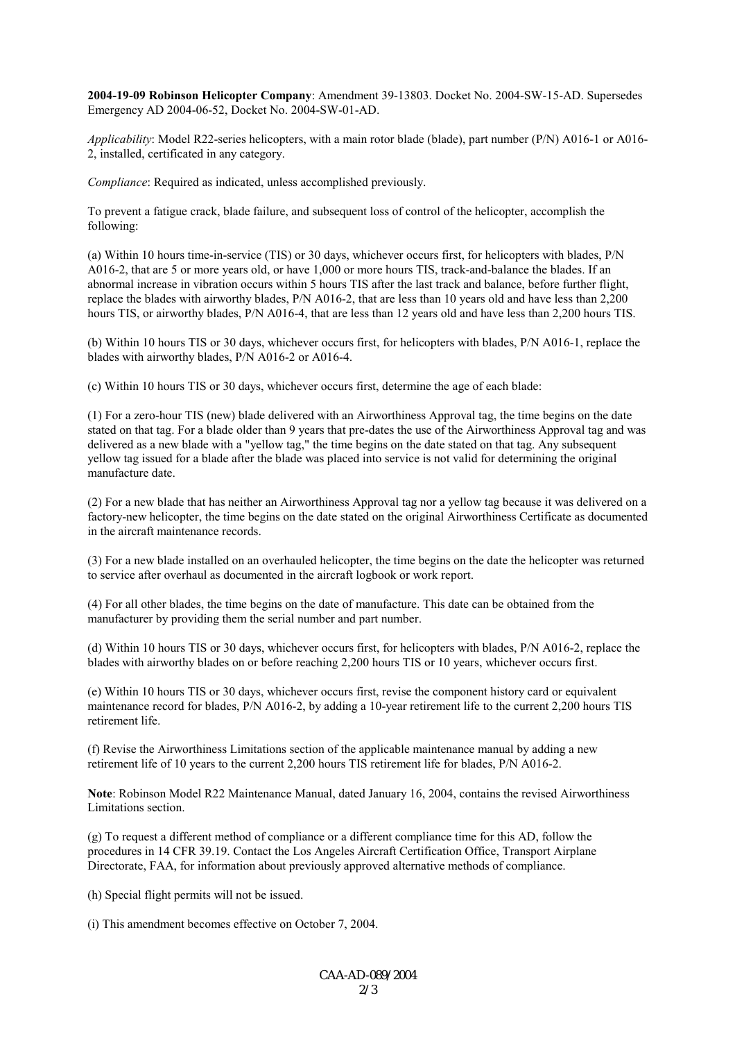**2004-19-09 Robinson Helicopter Company**: Amendment 39-13803. Docket No. 2004-SW-15-AD. Supersedes Emergency AD 2004-06-52, Docket No. 2004-SW-01-AD.

*Applicability*: Model R22-series helicopters, with a main rotor blade (blade), part number (P/N) A016-1 or A016-2, installed, certificated in any category.

*Compliance*: Required as indicated, unless accomplished previously.

To prevent a fatigue crack, blade failure, and subsequent loss of control of the helicopter, accomplish the following:

(a) Within 10 hours time-in-service (TIS) or 30 days, whichever occurs first, for helicopters with blades, P/N A016-2, that are 5 or more years old, or have 1,000 or more hours TIS, track-and-balance the blades. If an abnormal increase in vibration occurs within 5 hours TIS after the last track and balance, before further flight, replace the blades with airworthy blades, P/N A016-2, that are less than 10 years old and have less than 2,200 hours TIS, or airworthy blades, P/N A016-4, that are less than 12 years old and have less than 2,200 hours TIS.

(b) Within 10 hours TIS or 30 days, whichever occurs first, for helicopters with blades, P/N A016-1, replace the blades with airworthy blades, P/N A016-2 or A016-4.

(c) Within 10 hours TIS or 30 days, whichever occurs first, determine the age of each blade:

(1) For a zero-hour TIS (new) blade delivered with an Airworthiness Approval tag, the time begins on the date stated on that tag. For a blade older than 9 years that pre-dates the use of the Airworthiness Approval tag and was delivered as a new blade with a "yellow tag," the time begins on the date stated on that tag. Any subsequent yellow tag issued for a blade after the blade was placed into service is not valid for determining the original manufacture date.

(2) For a new blade that has neither an Airworthiness Approval tag nor a yellow tag because it was delivered on a factory-new helicopter, the time begins on the date stated on the original Airworthiness Certificate as documented in the aircraft maintenance records.

(3) For a new blade installed on an overhauled helicopter, the time begins on the date the helicopter was returned to service after overhaul as documented in the aircraft logbook or work report.

(4) For all other blades, the time begins on the date of manufacture. This date can be obtained from the manufacturer by providing them the serial number and part number.

(d) Within 10 hours TIS or 30 days, whichever occurs first, for helicopters with blades, P/N A016-2, replace the blades with airworthy blades on or before reaching 2,200 hours TIS or 10 years, whichever occurs first.

(e) Within 10 hours TIS or 30 days, whichever occurs first, revise the component history card or equivalent maintenance record for blades, P/N A016-2, by adding a 10-year retirement life to the current 2,200 hours TIS retirement life.

(f) Revise the Airworthiness Limitations section of the applicable maintenance manual by adding a new retirement life of 10 years to the current 2,200 hours TIS retirement life for blades, P/N A016-2.

**Note**: Robinson Model R22 Maintenance Manual, dated January 16, 2004, contains the revised Airworthiness Limitations section.

(g) To request a different method of compliance or a different compliance time for this AD, follow the procedures in 14 CFR 39.19. Contact the Los Angeles Aircraft Certification Office, Transport Airplane Directorate, FAA, for information about previously approved alternative methods of compliance.

(h) Special flight permits will not be issued.

(i) This amendment becomes effective on October 7, 2004.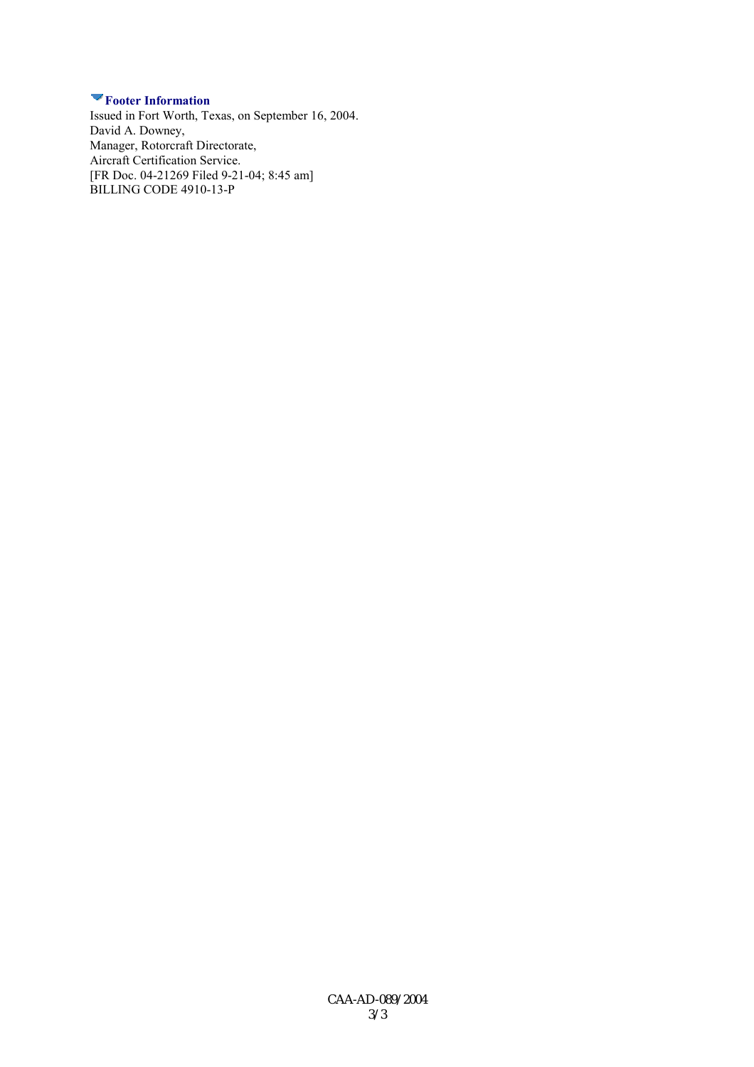**Footer Information**

Issued in Fort Worth, Texas, on September 16, 2004.
David A. Downey,
Manager, Rotorcraft Directorate,
Aircraft Certification Service.
[FR Doc. 04-21269 Filed 9-21-04; 8:45 am]
BILLING CODE 4910-13-P